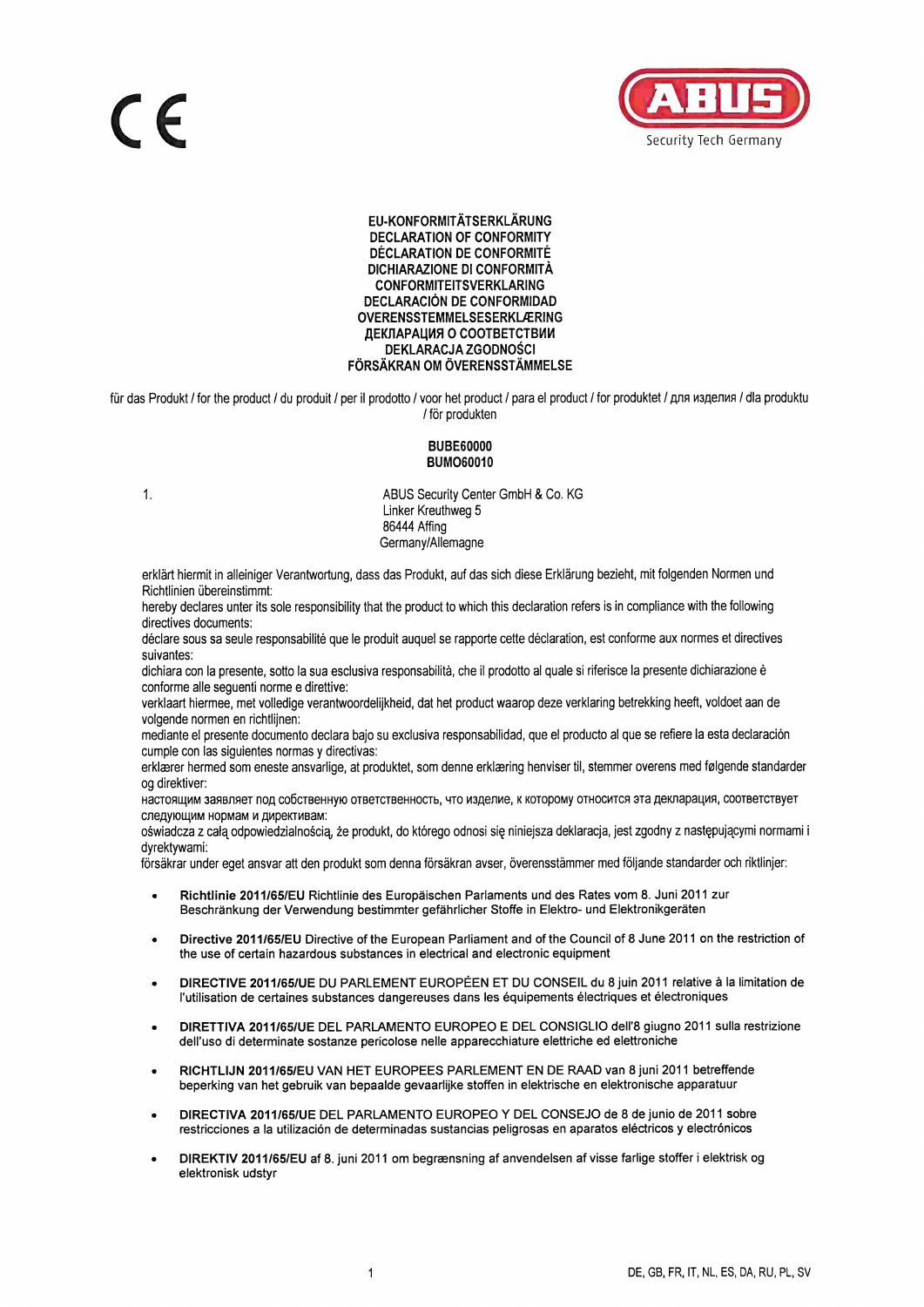CE

ABUS
Security Tech Germany

**EU-KONFORMITÄTSERKLÄRUNG**
**DECLARATION OF CONFORMITY**
**DÉCLARATION DE CONFORMITÉ**
**DICHIARAZIONE DI CONFORMITÀ**
**CONFORMITEITSVERKLARING**
**DECLARACIÓN DE CONFORMIDAD**
**OVERENSSTEMMELSESERKLÆRING**
**ДЕКЛАРАЦИЯ О СООТВЕТСТВИИ**
**DEKLARACJA ZGODNOŚCI**
**FÖRSÄKRAN OM ÖVERENSSTÄMMELSE**

für das Produkt / for the product / du produit / per il prodotto / voor het product / para el product / for produktet / для изделия / dla produktu / för produkten

**BUBE60000**
**BUMO60010**

1. ABUS Security Center GmbH & Co. KG
Linker Kreuthweg 5
86444 Affing
Germany/Allemagne

erklärt hiermit in alleiniger Verantwortung, dass das Produkt, auf das sich diese Erklärung bezieht, mit folgenden Normen und Richtlinien übereinstimmt:
hereby declares unter its sole responsibility that the product to which this declaration refers is in compliance with the following directives documents:
déclare sous sa seule responsabilité que le produit auquel se rapporte cette déclaration, est conforme aux normes et directives suivantes:
dichiara con la presente, sotto la sua esclusiva responsabilità, che il prodotto al quale si riferisce la presente dichiarazione è conforme alle seguenti norme e direttive:
verklaart hiermee, met volledige verantwoordelijkheid, dat het product waarop deze verklaring betrekking heeft, voldoet aan de volgende normen en richtlijnen:
mediante el presente documento declara bajo su exclusiva responsabilidad, que el producto al que se refiere la esta declaración cumple con las siguientes normas y directivas:
erklærer hermed som eneste ansvarlige, at produktet, som denne erklæring henviser til, stemmer overens med følgende standarder og direktiver:
настоящим заявляет под собственную ответственность, что изделие, к которому относится эта декларация, соответствует следующим нормам и директивам:
oświadcza z całą odpowiedzialnością, że produkt, do którego odnosi się niniejsza deklaracja, jest zgodny z następującymi normami i dyrektywami:
försäkrar under eget ansvar att den produkt som denna försäkran avser, överensstämmer med följande standarder och riktlinjer:

- **Richtlinie 2011/65/EU** Richtlinie des Europäischen Parlaments und des Rates vom 8. Juni 2011 zur Beschränkung der Verwendung bestimmter gefährlicher Stoffe in Elektro- und Elektronikgeräten
- **Directive 2011/65/EU** Directive of the European Parliament and of the Council of 8 June 2011 on the restriction of the use of certain hazardous substances in electrical and electronic equipment
- **DIRECTIVE 2011/65/UE** DU PARLEMENT EUROPÉEN ET DU CONSEIL du 8 juin 2011 relative à la limitation de l'utilisation de certaines substances dangereuses dans les équipements électriques et électroniques
- **DIRETTIVA 2011/65/UE** DEL PARLAMENTO EUROPEO E DEL CONSIGLIO dell'8 giugno 2011 sulla restrizione dell'uso di determinate sostanze pericolose nelle apparecchiature elettriche ed elettroniche
- **RICHTLIJN 2011/65/EU** VAN HET EUROPEES PARLEMENT EN DE RAAD van 8 juni 2011 betreffende beperking van het gebruik van bepaalde gevaarlijke stoffen in elektrische en elektronische apparatuur
- **DIRECTIVA 2011/65/UE** DEL PARLAMENTO EUROPEO Y DEL CONSEJO de 8 de junio de 2011 sobre restricciones a la utilización de determinadas sustancias peligrosas en aparatos eléctricos y electrónicos
- **DIREKTIV 2011/65/EU** af 8. juni 2011 om begrænsning af anvendelsen af visse farlige stoffer i elektrisk og elektronisk udstyr

DE, GB, FR, IT, NL, ES, DA, RU, PL, SV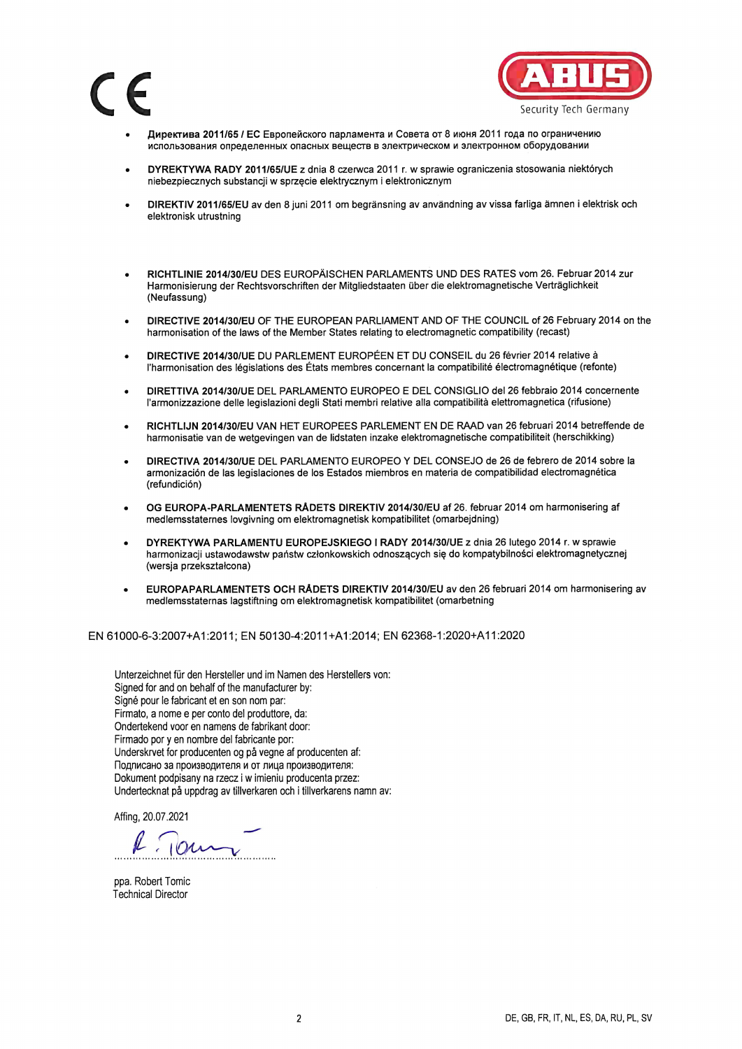- **Директива 2011/65 / ЕС** Европейского парламента и Совета от 8 июня 2011 года по ограничению использования определенных опасных веществ в электрическом и электронном оборудовании
- **DYREKTYWA RADY 2011/65/UE** z dnia 8 czerwca 2011 r. w sprawie ograniczenia stosowania niektórych niebezpiecznych substancji w sprzęcie elektrycznym i elektronicznym
- **DIREKTIV 2011/65/EU** av den 8 juni 2011 om begränsning av användning av vissa farliga ämnen i elektrisk och elektronisk utrustning

- **RICHTLINIE 2014/30/EU** DES EUROPÄISCHEN PARLAMENTS UND DES RATES vom 26. Februar 2014 zur Harmonisierung der Rechtsvorschriften der Mitgliedstaaten über die elektromagnetische Verträglichkeit (Neufassung)
- **DIRECTIVE 2014/30/EU** OF THE EUROPEAN PARLIAMENT AND OF THE COUNCIL of 26 February 2014 on the harmonisation of the laws of the Member States relating to electromagnetic compatibility (recast)
- **DIRECTIVE 2014/30/UE** DU PARLEMENT EUROPÉEN ET DU CONSEIL du 26 février 2014 relative à l'harmonisation des législations des États membres concernant la compatibilité électromagnétique (refonte)
- **DIRETTIVA 2014/30/UE** DEL PARLAMENTO EUROPEO E DEL CONSIGLIO del 26 febbraio 2014 concernente l'armonizzazione delle legislazioni degli Stati membri relative alla compatibilità elettromagnetica (rifusione)
- **RICHTLIJN 2014/30/EU** VAN HET EUROPEES PARLEMENT EN DE RAAD van 26 februari 2014 betreffende de harmonisatie van de wetgevingen van de lidstaten inzake elektromagnetische compatibiliteit (herschikking)
- **DIRECTIVA 2014/30/UE** DEL PARLAMENTO EUROPEO Y DEL CONSEJO de 26 de febrero de 2014 sobre la armonización de las legislaciones de los Estados miembros en materia de compatibilidad electromagnética (refundición)
- **OG EUROPA-PARLAMENTETS RÅDETS DIREKTIV 2014/30/EU** af 26. februar 2014 om harmonisering af medlemsstaternes lovgivning om elektromagnetisk kompatibilitet (omarbejdning)
- **DYREKTYWA PARLAMENTU EUROPEJSKIEGO I RADY 2014/30/UE** z dnia 26 lutego 2014 r. w sprawie harmonizacji ustawodawstw państw członkowskich odnoszących się do kompatybilności elektromagnetycznej (wersja przekształcona)
- **EUROPAPARLAMENTETS OCH RÅDETS DIREKTIV 2014/30/EU** av den 26 februari 2014 om harmonisering av medlemsstaternas lagstiftning om elektromagnetisk kompatibilitet (omarbetning

EN 61000-6-3:2007+A1:2011; EN 50130-4:2011+A1:2014; EN 62368-1:2020+A11:2020

Unterzeichnet für den Hersteller und im Namen des Herstellers von:
Signed for and on behalf of the manufacturer by:
Signé pour le fabricant et en son nom par:
Firmato, a nome e per conto del produttore, da:
Ondertekend voor en namens de fabrikant door:
Firmado por y en nombre del fabricante por:
Underskrvet for producenten og på vegne af producenten af:
Подписано за производителя и от лица производителя:
Dokument podpisany na rzecz i w imieniu producenta przez:
Undertecknat på uppdrag av tillverkaren och i tillverkarens namn av:

Affing, 20.07.2021

ppa. Robert Tomic
Technical Director

DE, GB, FR, IT, NL, ES, DA, RU, PL, SV